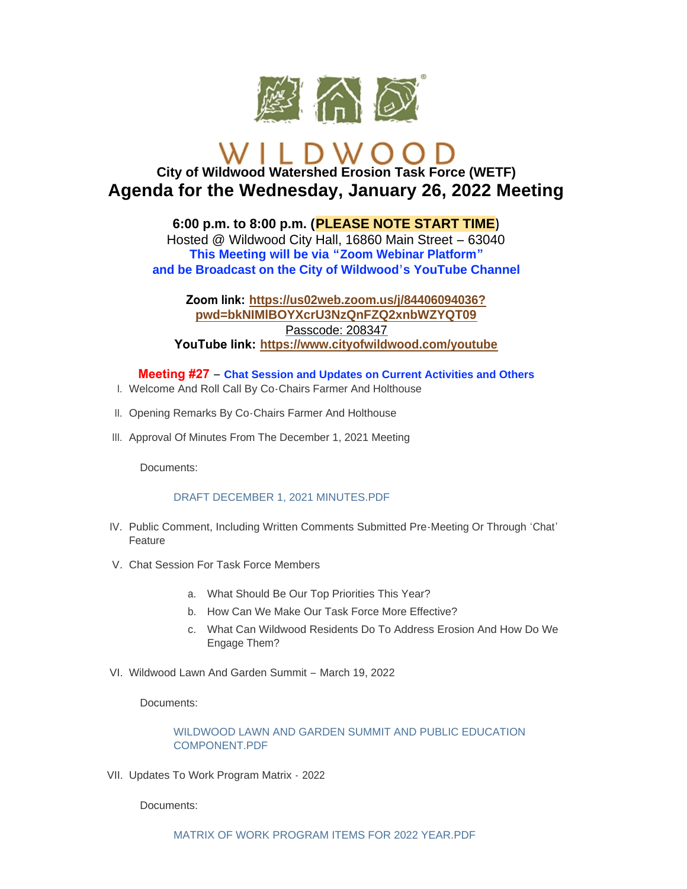WILDWOOD

**City of Wildwood Watershed Erosion Task Force (WETF)**

# Agenda for the Wednesday, January 26, 2022 Meeting

**6:00 p.m. to 8:00 p.m. (PLEASE NOTE START TIME)**
Hosted @ Wildwood City Hall, 16860 Main Street – 63040
**This Meeting will be via "Zoom Webinar Platform"**
**and be Broadcast on the City of Wildwood's YouTube Channel**

**Zoom link: https://us02web.zoom.us/j/84406094036?pwd=bkNIMlBOYXcrU3NzQnFZQ2xnbWZYQT09**
Passcode: 208347
**YouTube link: https://www.cityofwildwood.com/youtube**

**Meeting #27 – Chat Session and Updates on Current Activities and Others**

I. Welcome And Roll Call By Co-Chairs Farmer And Holthouse

II. Opening Remarks By Co-Chairs Farmer And Holthouse

III. Approval Of Minutes From The December 1, 2021 Meeting

Documents:

DRAFT DECEMBER 1, 2021 MINUTES.PDF

IV. Public Comment, Including Written Comments Submitted Pre-Meeting Or Through 'Chat' Feature

V. Chat Session For Task Force Members

a. What Should Be Our Top Priorities This Year?
b. How Can We Make Our Task Force More Effective?
c. What Can Wildwood Residents Do To Address Erosion And How Do We Engage Them?

VI. Wildwood Lawn And Garden Summit – March 19, 2022

Documents:

WILDWOOD LAWN AND GARDEN SUMMIT AND PUBLIC EDUCATION COMPONENT.PDF

VII. Updates To Work Program Matrix - 2022

Documents:

MATRIX OF WORK PROGRAM ITEMS FOR 2022 YEAR.PDF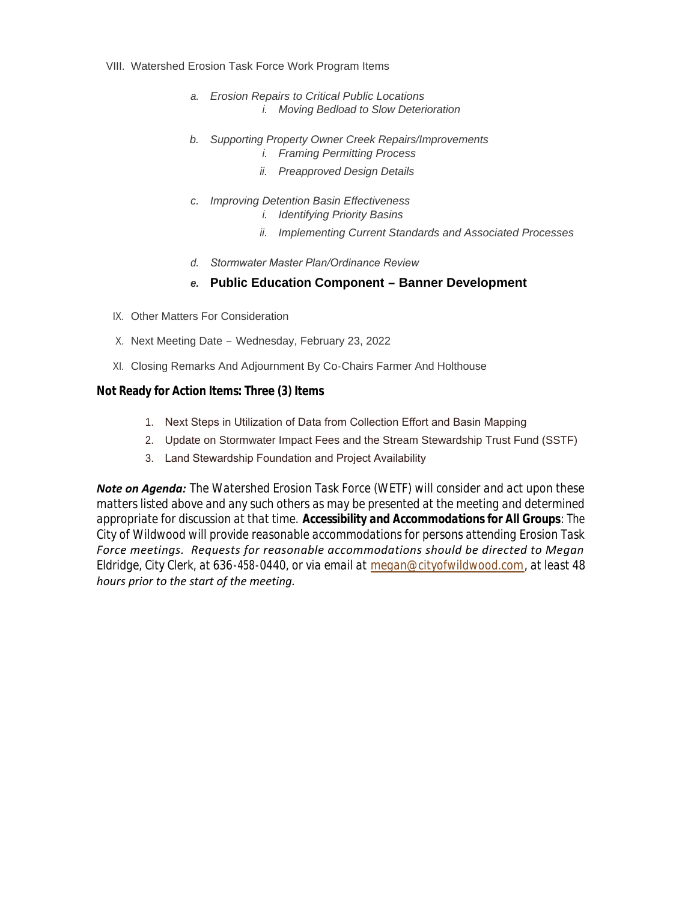VIII. Watershed Erosion Task Force Work Program Items

   a. *Erosion Repairs to Critical Public Locations*
      i. *Moving Bedload to Slow Deterioration*

   b. *Supporting Property Owner Creek Repairs/Improvements*
      i. *Framing Permitting Process*
      ii. *Preapproved Design Details*

   c. *Improving Detention Basin Effectiveness*
      i. *Identifying Priority Basins*
      ii. *Implementing Current Standards and Associated Processes*

   d. *Stormwater Master Plan/Ordinance Review*

   e. **Public Education Component – Banner Development**

IX. Other Matters For Consideration

X. Next Meeting Date – Wednesday, February 23, 2022

XI. Closing Remarks And Adjournment By Co-Chairs Farmer And Holthouse

**Not Ready for Action Items: Three (3) Items**

1. Next Steps in Utilization of Data from Collection Effort and Basin Mapping
2. Update on Stormwater Impact Fees and the Stream Stewardship Trust Fund (SSTF)
3. Land Stewardship Foundation and Project Availability

***Note on Agenda:*** The Watershed Erosion Task Force (WETF) will consider and act upon these matters listed above and any such others as may be presented at the meeting and determined appropriate for discussion at that time. **Accessibility and Accommodations for All Groups**: The City of Wildwood will provide reasonable accommodations for persons attending Erosion Task *Force meetings. Requests for reasonable accommodations should be directed to Megan* Eldridge, City Clerk, at 636-458-0440, or via email at megan@cityofwildwood.com, at least 48 *hours prior to the start of the meeting.*